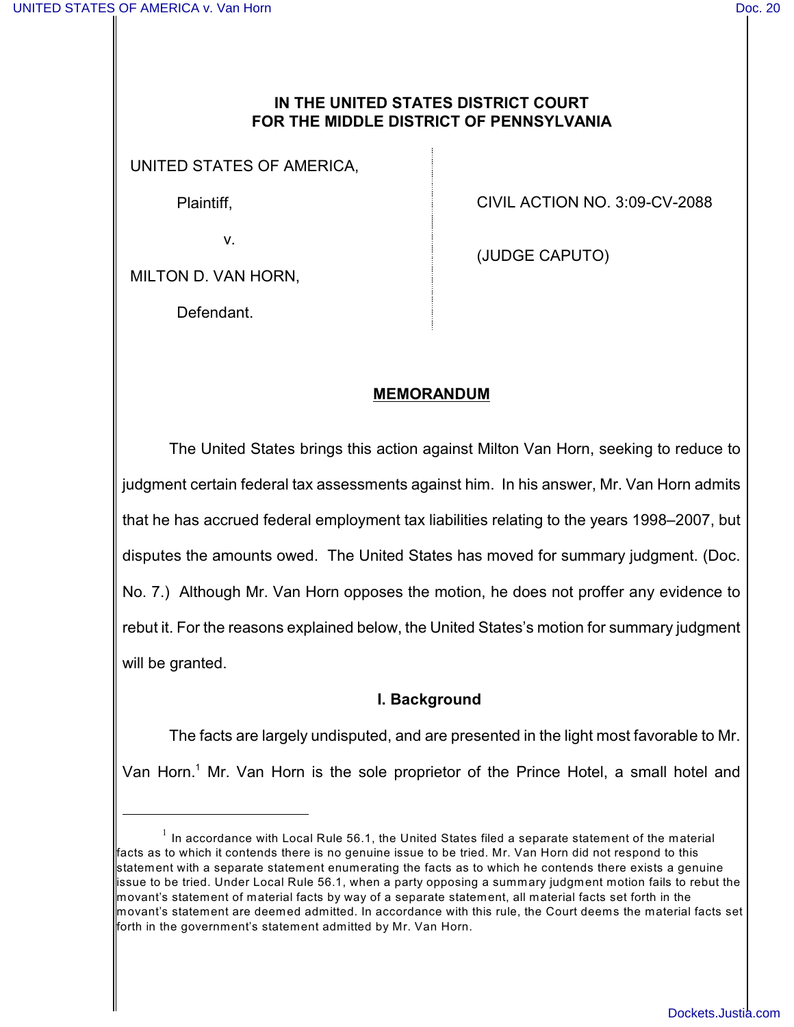**IN THE UNITED STATES DISTRICT COURT**
**FOR THE MIDDLE DISTRICT OF PENNSYLVANIA**

| | |
|---|---|
| UNITED STATES OF AMERICA, | |
| Plaintiff, | CIVIL ACTION NO. 3:09-CV-2088 |
| v. | |
| MILTON D. VAN HORN, | (JUDGE CAPUTO) |
| Defendant. | |

## MEMORANDUM

The United States brings this action against Milton Van Horn, seeking to reduce to judgment certain federal tax assessments against him. In his answer, Mr. Van Horn admits that he has accrued federal employment tax liabilities relating to the years 1998–2007, but disputes the amounts owed. The United States has moved for summary judgment. (Doc. No. 7.) Although Mr. Van Horn opposes the motion, he does not proffer any evidence to rebut it. For the reasons explained below, the United States's motion for summary judgment will be granted.

### I. Background

The facts are largely undisputed, and are presented in the light most favorable to Mr. Van Horn.[1] Mr. Van Horn is the sole proprietor of the Prince Hotel, a small hotel and

---

[1] In accordance with Local Rule 56.1, the United States filed a separate statement of the material facts as to which it contends there is no genuine issue to be tried. Mr. Van Horn did not respond to this statement with a separate statement enumerating the facts as to which he contends there exists a genuine issue to be tried. Under Local Rule 56.1, when a party opposing a summary judgment motion fails to rebut the movant's statement of material facts by way of a separate statement, all material facts set forth in the movant's statement are deemed admitted. In accordance with this rule, the Court deems the material facts set forth in the government's statement admitted by Mr. Van Horn.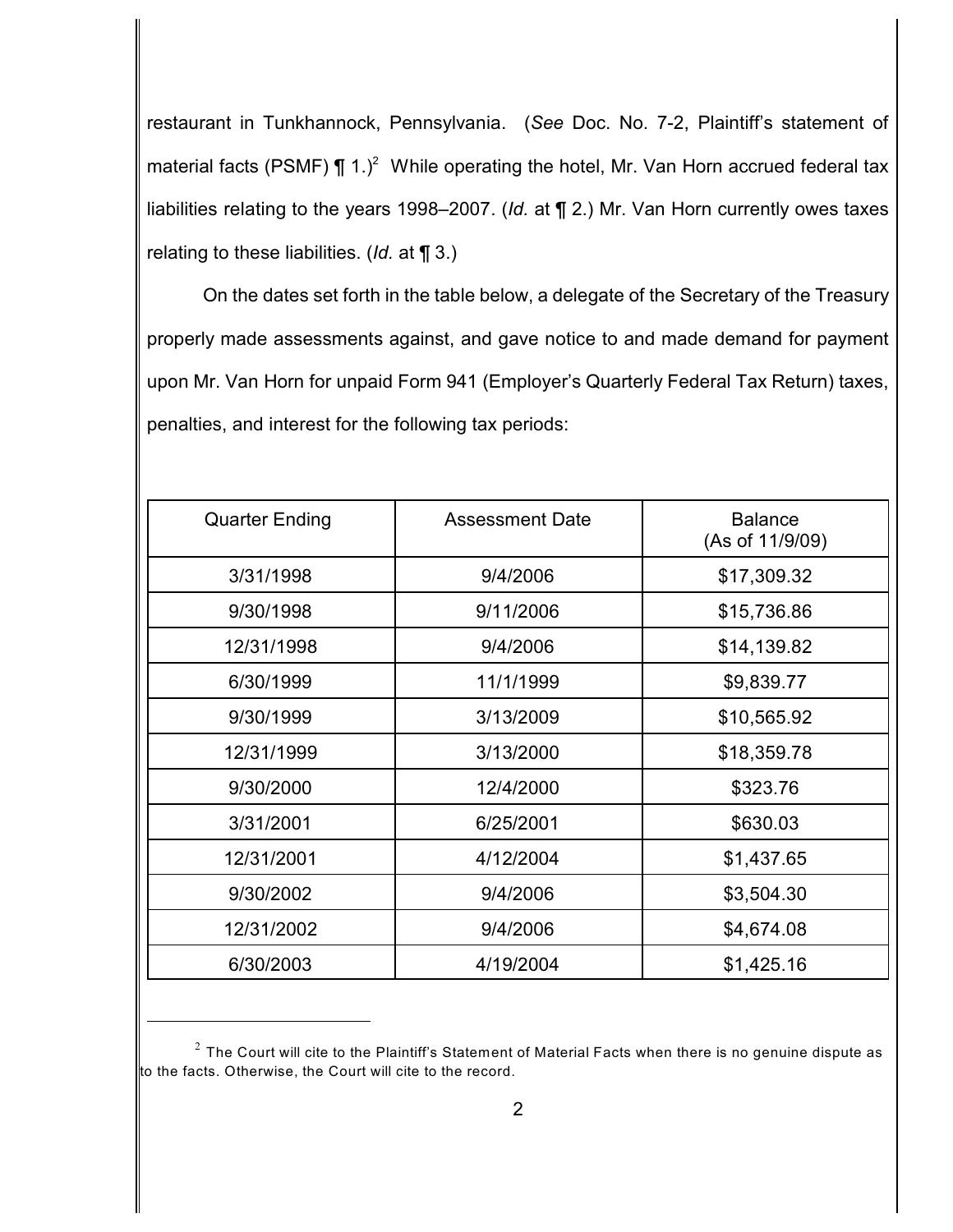restaurant in Tunkhannock, Pennsylvania. (*See* Doc. No. 7-2, Plaintiff's statement of material facts (PSMF) ¶ 1.)[2] While operating the hotel, Mr. Van Horn accrued federal tax liabilities relating to the years 1998–2007. (*Id.* at ¶ 2.) Mr. Van Horn currently owes taxes relating to these liabilities. (*Id.* at ¶ 3.)

On the dates set forth in the table below, a delegate of the Secretary of the Treasury properly made assessments against, and gave notice to and made demand for payment upon Mr. Van Horn for unpaid Form 941 (Employer's Quarterly Federal Tax Return) taxes, penalties, and interest for the following tax periods:

| Quarter Ending | Assessment Date | Balance (As of 11/9/09) |
|---|---|---|
| 3/31/1998 | 9/4/2006 | $17,309.32 |
| 9/30/1998 | 9/11/2006 | $15,736.86 |
| 12/31/1998 | 9/4/2006 | $14,139.82 |
| 6/30/1999 | 11/1/1999 | $9,839.77 |
| 9/30/1999 | 3/13/2009 | $10,565.92 |
| 12/31/1999 | 3/13/2000 | $18,359.78 |
| 9/30/2000 | 12/4/2000 | $323.76 |
| 3/31/2001 | 6/25/2001 | $630.03 |
| 12/31/2001 | 4/12/2004 | $1,437.65 |
| 9/30/2002 | 9/4/2006 | $3,504.30 |
| 12/31/2002 | 9/4/2006 | $4,674.08 |
| 6/30/2003 | 4/19/2004 | $1,425.16 |

[2] The Court will cite to the Plaintiff's Statement of Material Facts when there is no genuine dispute as to the facts. Otherwise, the Court will cite to the record.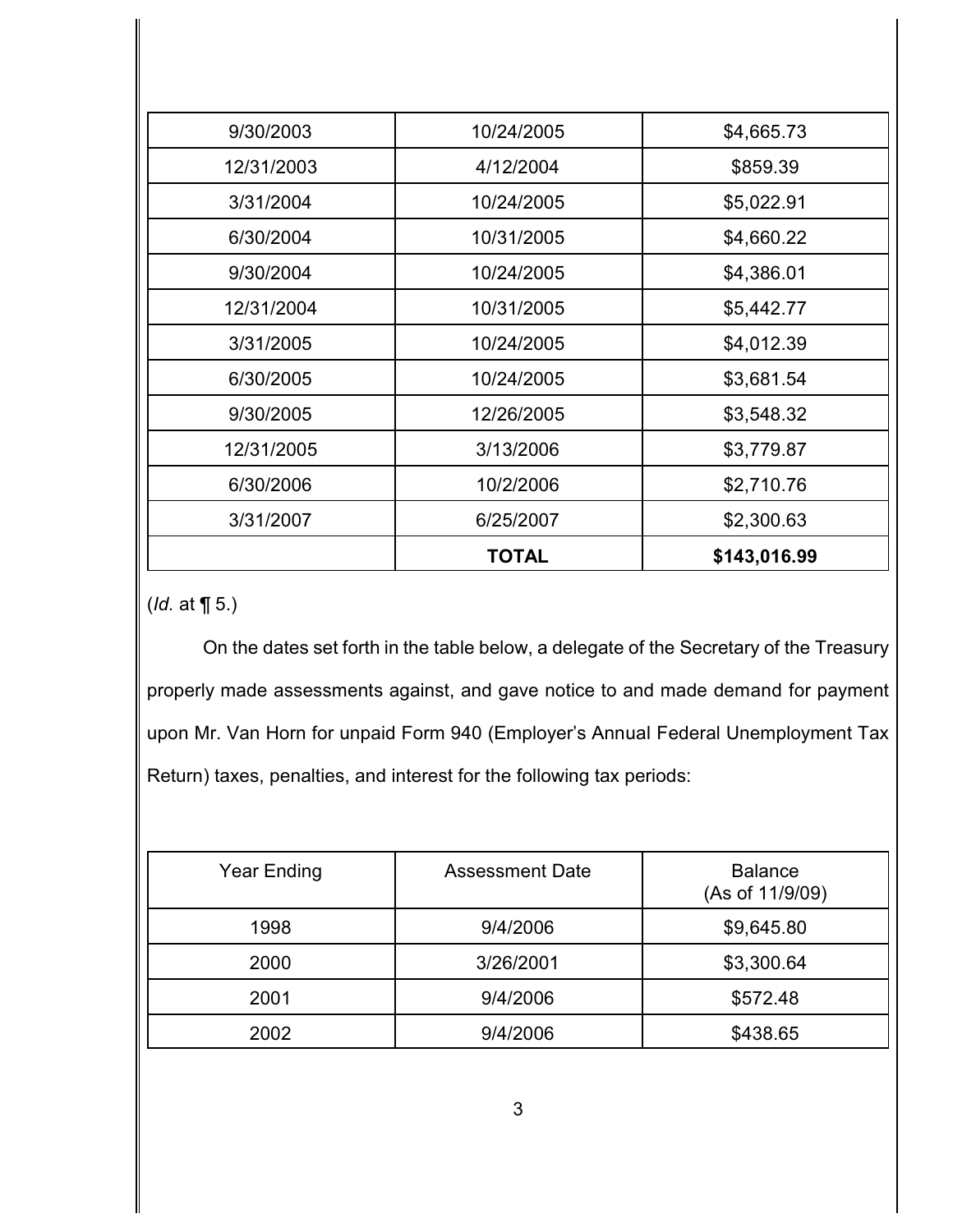| | | |
|---|---|---|
| 9/30/2003 | 10/24/2005 | $4,665.73 |
| 12/31/2003 | 4/12/2004 | $859.39 |
| 3/31/2004 | 10/24/2005 | $5,022.91 |
| 6/30/2004 | 10/31/2005 | $4,660.22 |
| 9/30/2004 | 10/24/2005 | $4,386.01 |
| 12/31/2004 | 10/31/2005 | $5,442.77 |
| 3/31/2005 | 10/24/2005 | $4,012.39 |
| 6/30/2005 | 10/24/2005 | $3,681.54 |
| 9/30/2005 | 12/26/2005 | $3,548.32 |
| 12/31/2005 | 3/13/2006 | $3,779.87 |
| 6/30/2006 | 10/2/2006 | $2,710.76 |
| 3/31/2007 | 6/25/2007 | $2,300.63 |
| | **TOTAL** | **$143,016.99** |

(*Id.* at ¶ 5.)

On the dates set forth in the table below, a delegate of the Secretary of the Treasury properly made assessments against, and gave notice to and made demand for payment upon Mr. Van Horn for unpaid Form 940 (Employer's Annual Federal Unemployment Tax Return) taxes, penalties, and interest for the following tax periods:

| Year Ending | Assessment Date | Balance (As of 11/9/09) |
|---|---|---|
| 1998 | 9/4/2006 | $9,645.80 |
| 2000 | 3/26/2001 | $3,300.64 |
| 2001 | 9/4/2006 | $572.48 |
| 2002 | 9/4/2006 | $438.65 |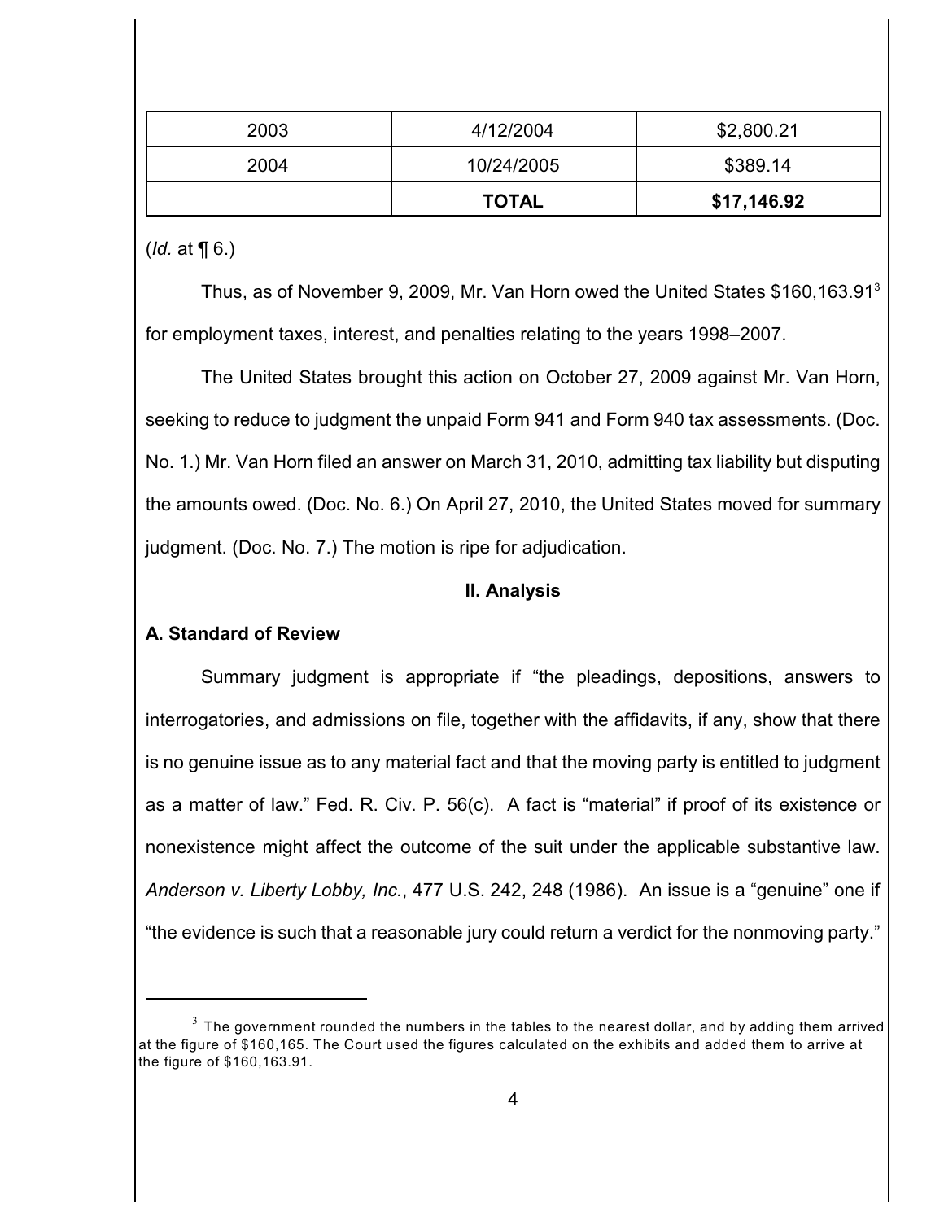| 2003 | 4/12/2004 | $2,800.21 |
| --- | --- | --- |
| 2004 | 10/24/2005 | $389.14 |
| | **TOTAL** | **$17,146.92** |

(*Id.* at ¶ 6.)

Thus, as of November 9, 2009, Mr. Van Horn owed the United States $160,163.91[3] for employment taxes, interest, and penalties relating to the years 1998–2007.

The United States brought this action on October 27, 2009 against Mr. Van Horn, seeking to reduce to judgment the unpaid Form 941 and Form 940 tax assessments. (Doc. No. 1.) Mr. Van Horn filed an answer on March 31, 2010, admitting tax liability but disputing the amounts owed. (Doc. No. 6.) On April 27, 2010, the United States moved for summary judgment. (Doc. No. 7.) The motion is ripe for adjudication.

## II. Analysis

### A. Standard of Review

Summary judgment is appropriate if "the pleadings, depositions, answers to interrogatories, and admissions on file, together with the affidavits, if any, show that there is no genuine issue as to any material fact and that the moving party is entitled to judgment as a matter of law." Fed. R. Civ. P. 56(c). A fact is "material" if proof of its existence or nonexistence might affect the outcome of the suit under the applicable substantive law. *Anderson v. Liberty Lobby, Inc.*, 477 U.S. 242, 248 (1986). An issue is a "genuine" one if "the evidence is such that a reasonable jury could return a verdict for the nonmoving party."

---

[3] The government rounded the numbers in the tables to the nearest dollar, and by adding them arrived at the figure of $160,165. The Court used the figures calculated on the exhibits and added them to arrive at the figure of $160,163.91.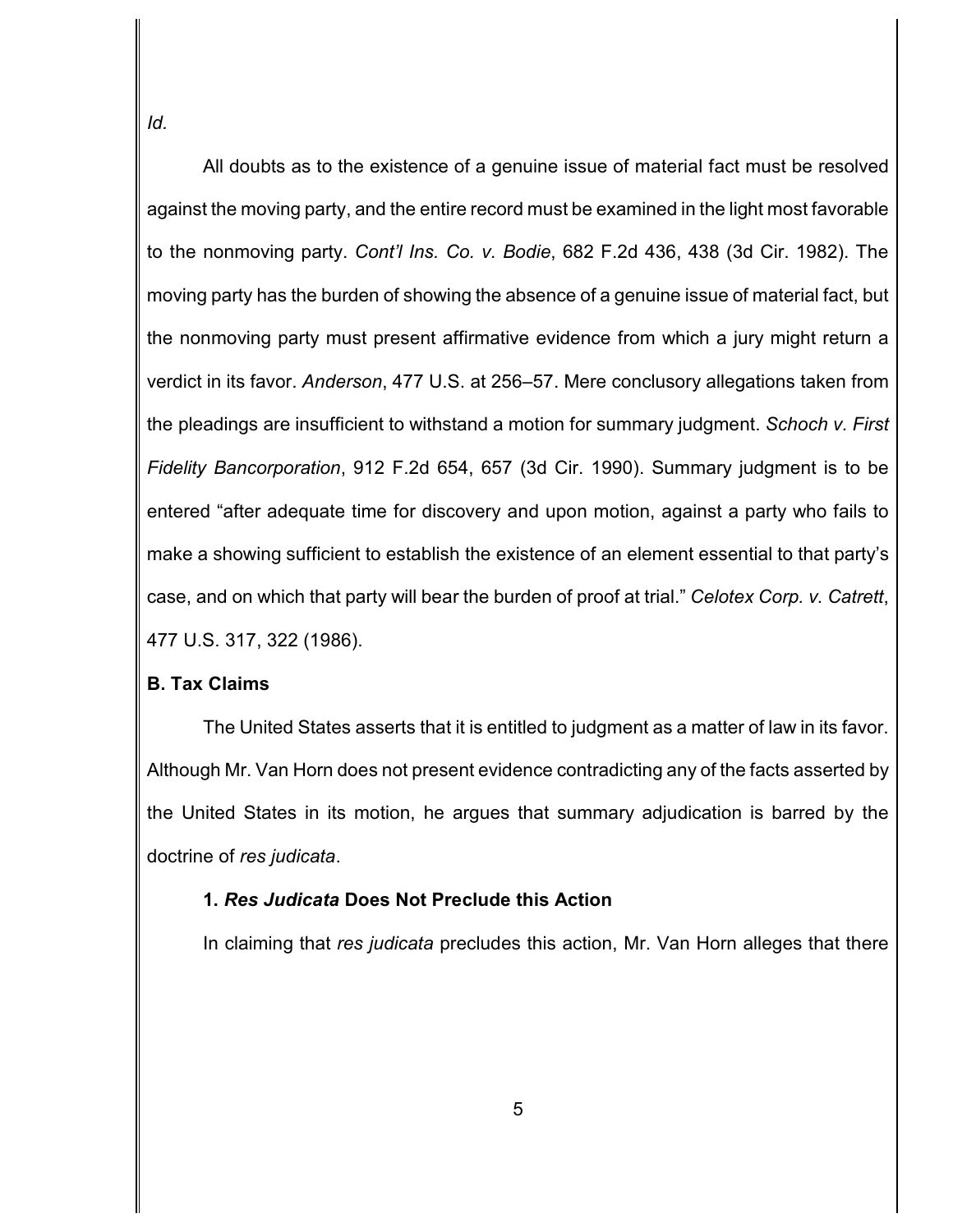*Id.*

All doubts as to the existence of a genuine issue of material fact must be resolved against the moving party, and the entire record must be examined in the light most favorable to the nonmoving party. *Cont'l Ins. Co. v. Bodie*, 682 F.2d 436, 438 (3d Cir. 1982). The moving party has the burden of showing the absence of a genuine issue of material fact, but the nonmoving party must present affirmative evidence from which a jury might return a verdict in its favor. *Anderson*, 477 U.S. at 256–57. Mere conclusory allegations taken from the pleadings are insufficient to withstand a motion for summary judgment. *Schoch v. First Fidelity Bancorporation*, 912 F.2d 654, 657 (3d Cir. 1990). Summary judgment is to be entered "after adequate time for discovery and upon motion, against a party who fails to make a showing sufficient to establish the existence of an element essential to that party's case, and on which that party will bear the burden of proof at trial." *Celotex Corp. v. Catrett*, 477 U.S. 317, 322 (1986).

**B. Tax Claims**

The United States asserts that it is entitled to judgment as a matter of law in its favor. Although Mr. Van Horn does not present evidence contradicting any of the facts asserted by the United States in its motion, he argues that summary adjudication is barred by the doctrine of *res judicata*.

**1. *Res Judicata* Does Not Preclude this Action**

In claiming that *res judicata* precludes this action, Mr. Van Horn alleges that there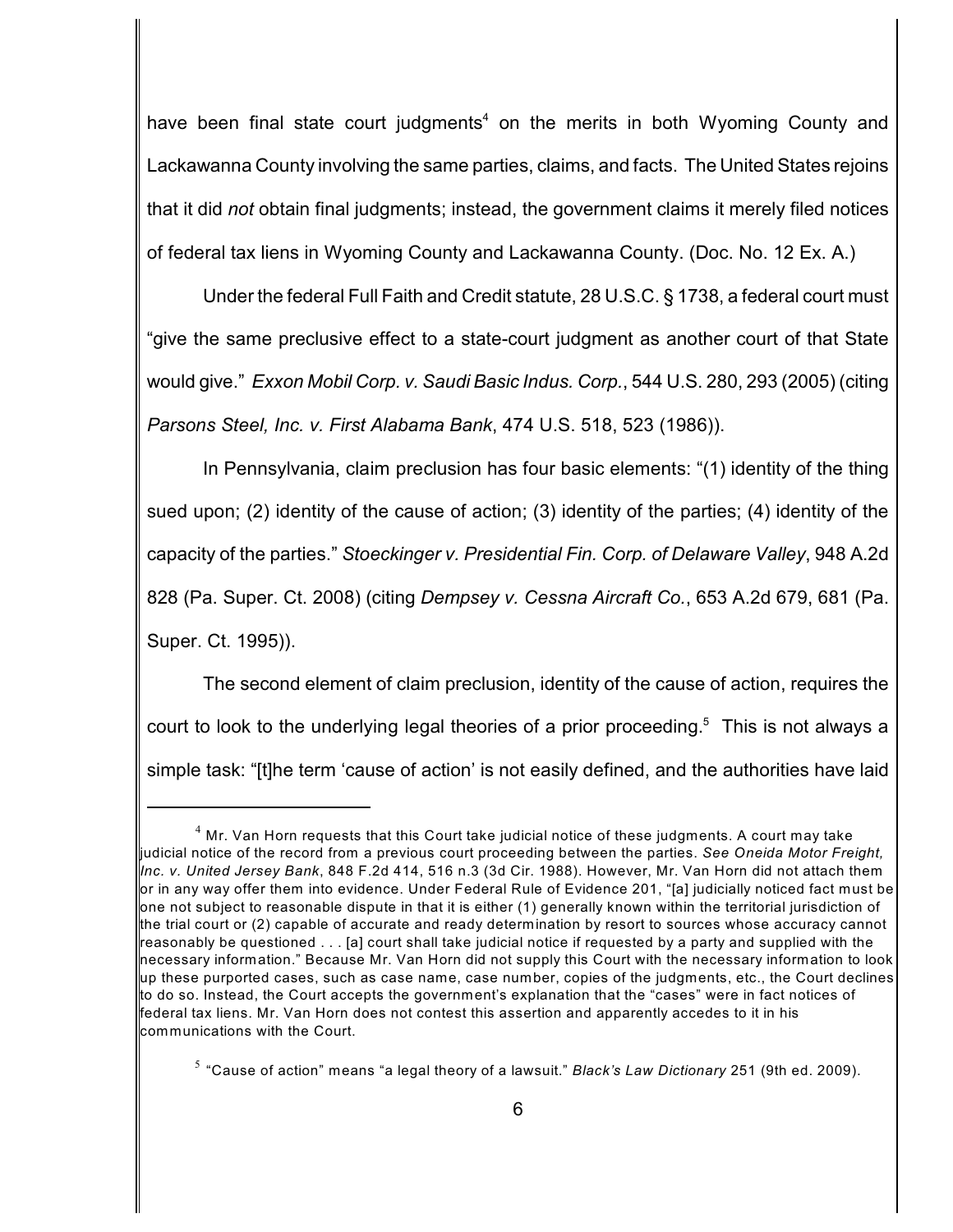have been final state court judgments[4] on the merits in both Wyoming County and Lackawanna County involving the same parties, claims, and facts. The United States rejoins that it did *not* obtain final judgments; instead, the government claims it merely filed notices of federal tax liens in Wyoming County and Lackawanna County. (Doc. No. 12 Ex. A.)

Under the federal Full Faith and Credit statute, 28 U.S.C. § 1738, a federal court must "give the same preclusive effect to a state-court judgment as another court of that State would give." *Exxon Mobil Corp. v. Saudi Basic Indus. Corp.*, 544 U.S. 280, 293 (2005) (citing *Parsons Steel, Inc. v. First Alabama Bank*, 474 U.S. 518, 523 (1986)).

In Pennsylvania, claim preclusion has four basic elements: "(1) identity of the thing sued upon; (2) identity of the cause of action; (3) identity of the parties; (4) identity of the capacity of the parties." *Stoeckinger v. Presidential Fin. Corp. of Delaware Valley*, 948 A.2d 828 (Pa. Super. Ct. 2008) (citing *Dempsey v. Cessna Aircraft Co.*, 653 A.2d 679, 681 (Pa. Super. Ct. 1995)).

The second element of claim preclusion, identity of the cause of action, requires the court to look to the underlying legal theories of a prior proceeding.[5] This is not always a simple task: "[t]he term 'cause of action' is not easily defined, and the authorities have laid

---

[4] Mr. Van Horn requests that this Court take judicial notice of these judgments. A court may take judicial notice of the record from a previous court proceeding between the parties. *See Oneida Motor Freight, Inc. v. United Jersey Bank*, 848 F.2d 414, 516 n.3 (3d Cir. 1988). However, Mr. Van Horn did not attach them or in any way offer them into evidence. Under Federal Rule of Evidence 201, "[a] judicially noticed fact must be one not subject to reasonable dispute in that it is either (1) generally known within the territorial jurisdiction of the trial court or (2) capable of accurate and ready determination by resort to sources whose accuracy cannot reasonably be questioned . . . [a] court shall take judicial notice if requested by a party and supplied with the necessary information." Because Mr. Van Horn did not supply this Court with the necessary information to look up these purported cases, such as case name, case number, copies of the judgments, etc., the Court declines to do so. Instead, the Court accepts the government's explanation that the "cases" were in fact notices of federal tax liens. Mr. Van Horn does not contest this assertion and apparently accedes to it in his communications with the Court.

[5] "Cause of action" means "a legal theory of a lawsuit." *Black's Law Dictionary* 251 (9th ed. 2009).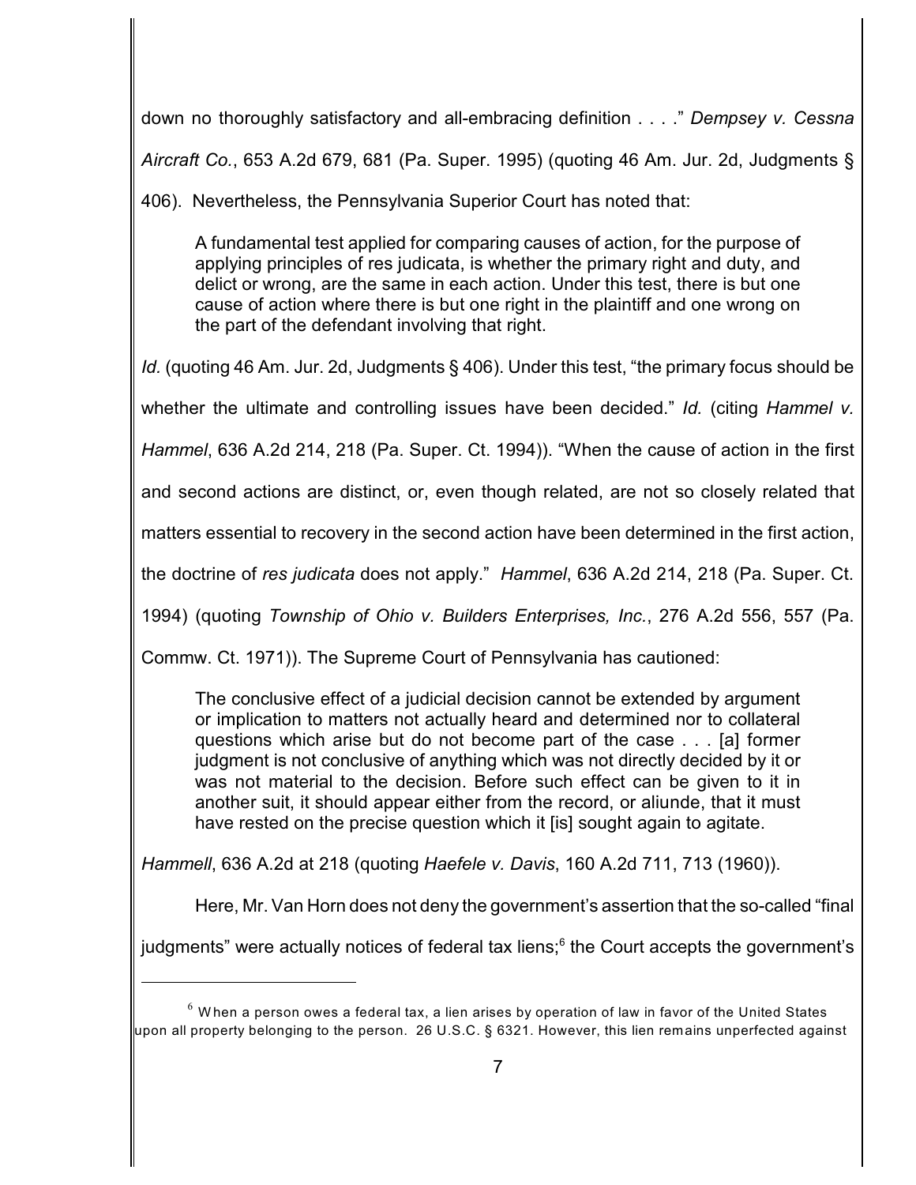down no thoroughly satisfactory and all-embracing definition . . . ." *Dempsey v. Cessna Aircraft Co.*, 653 A.2d 679, 681 (Pa. Super. 1995) (quoting 46 Am. Jur. 2d, Judgments § 406). Nevertheless, the Pennsylvania Superior Court has noted that:

> A fundamental test applied for comparing causes of action, for the purpose of applying principles of res judicata, is whether the primary right and duty, and delict or wrong, are the same in each action. Under this test, there is but one cause of action where there is but one right in the plaintiff and one wrong on the part of the defendant involving that right.

*Id.* (quoting 46 Am. Jur. 2d, Judgments § 406). Under this test, "the primary focus should be whether the ultimate and controlling issues have been decided." *Id.* (citing *Hammel v. Hammel*, 636 A.2d 214, 218 (Pa. Super. Ct. 1994)). "When the cause of action in the first and second actions are distinct, or, even though related, are not so closely related that matters essential to recovery in the second action have been determined in the first action, the doctrine of *res judicata* does not apply." *Hammel*, 636 A.2d 214, 218 (Pa. Super. Ct. 1994) (quoting *Township of Ohio v. Builders Enterprises, Inc.*, 276 A.2d 556, 557 (Pa. Commw. Ct. 1971)). The Supreme Court of Pennsylvania has cautioned:

> The conclusive effect of a judicial decision cannot be extended by argument or implication to matters not actually heard and determined nor to collateral questions which arise but do not become part of the case . . . [a] former judgment is not conclusive of anything which was not directly decided by it or was not material to the decision. Before such effect can be given to it in another suit, it should appear either from the record, or aliunde, that it must have rested on the precise question which it [is] sought again to agitate.

*Hammell*, 636 A.2d at 218 (quoting *Haefele v. Davis*, 160 A.2d 711, 713 (1960)).

Here, Mr. Van Horn does not deny the government's assertion that the so-called "final judgments" were actually notices of federal tax liens;[6] the Court accepts the government's

[6] When a person owes a federal tax, a lien arises by operation of law in favor of the United States upon all property belonging to the person. 26 U.S.C. § 6321. However, this lien remains unperfected against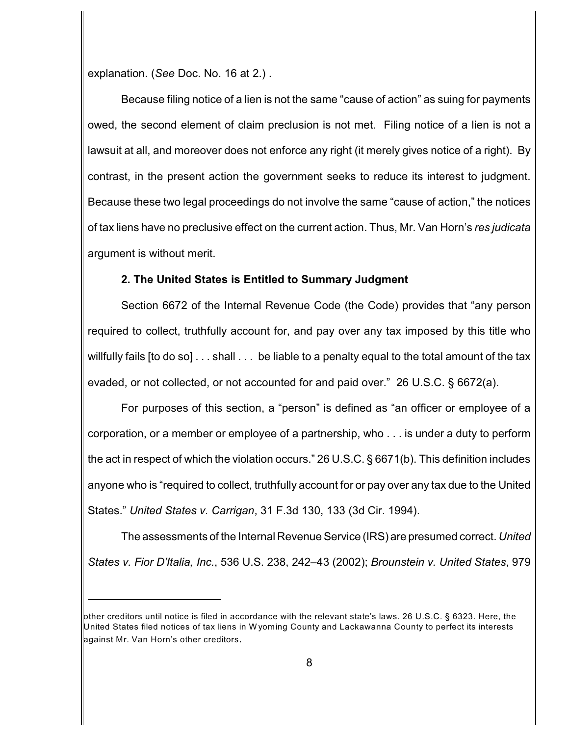explanation. (*See* Doc. No. 16 at 2.) .

Because filing notice of a lien is not the same "cause of action" as suing for payments owed, the second element of claim preclusion is not met. Filing notice of a lien is not a lawsuit at all, and moreover does not enforce any right (it merely gives notice of a right). By contrast, in the present action the government seeks to reduce its interest to judgment. Because these two legal proceedings do not involve the same "cause of action," the notices of tax liens have no preclusive effect on the current action. Thus, Mr. Van Horn's *res judicata* argument is without merit.

**2. The United States is Entitled to Summary Judgment**

Section 6672 of the Internal Revenue Code (the Code) provides that "any person required to collect, truthfully account for, and pay over any tax imposed by this title who willfully fails [to do so] . . . shall . . . be liable to a penalty equal to the total amount of the tax evaded, or not collected, or not accounted for and paid over." 26 U.S.C. § 6672(a).

For purposes of this section, a "person" is defined as "an officer or employee of a corporation, or a member or employee of a partnership, who . . . is under a duty to perform the act in respect of which the violation occurs." 26 U.S.C. § 6671(b). This definition includes anyone who is "required to collect, truthfully account for or pay over any tax due to the United States." *United States v. Carrigan*, 31 F.3d 130, 133 (3d Cir. 1994).

The assessments of the Internal Revenue Service (IRS) are presumed correct. *United States v. Fior D'Italia, Inc.*, 536 U.S. 238, 242–43 (2002); *Brounstein v. United States*, 979

---

other creditors until notice is filed in accordance with the relevant state's laws. 26 U.S.C. § 6323. Here, the United States filed notices of tax liens in Wyoming County and Lackawanna County to perfect its interests against Mr. Van Horn's other creditors.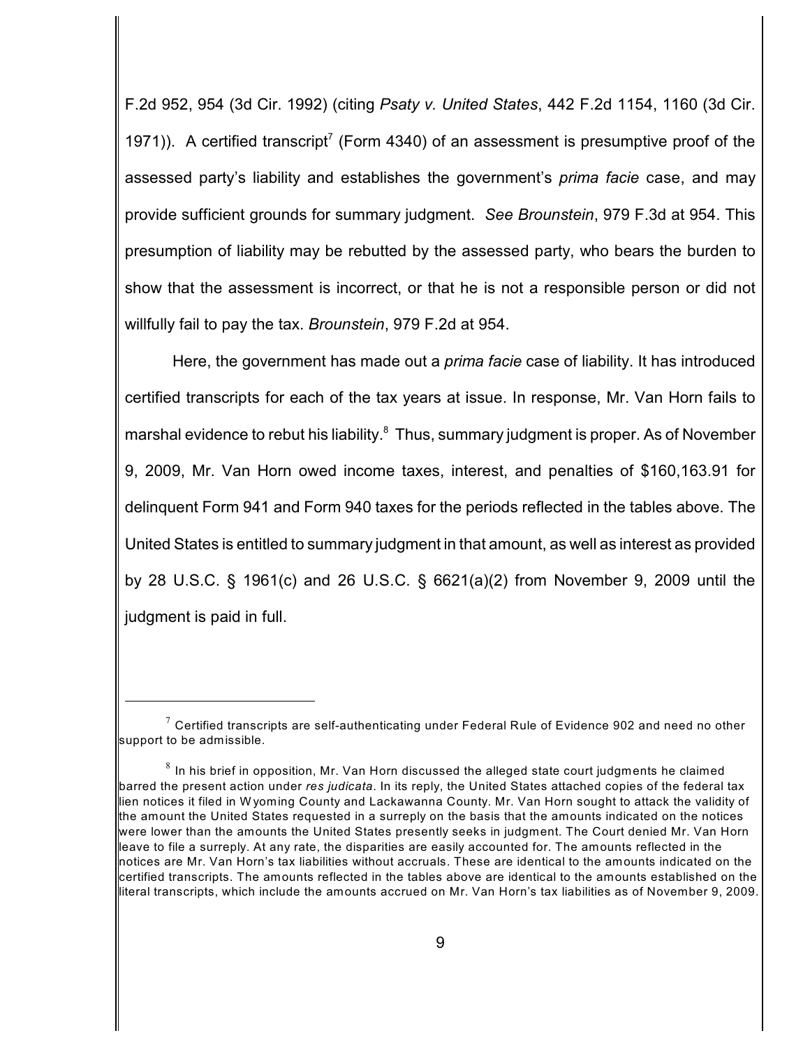F.2d 952, 954 (3d Cir. 1992) (citing *Psaty v. United States*, 442 F.2d 1154, 1160 (3d Cir. 1971)). A certified transcript[7] (Form 4340) of an assessment is presumptive proof of the assessed party's liability and establishes the government's *prima facie* case, and may provide sufficient grounds for summary judgment. *See Brounstein*, 979 F.3d at 954. This presumption of liability may be rebutted by the assessed party, who bears the burden to show that the assessment is incorrect, or that he is not a responsible person or did not willfully fail to pay the tax. *Brounstein*, 979 F.2d at 954.

Here, the government has made out a *prima facie* case of liability. It has introduced certified transcripts for each of the tax years at issue. In response, Mr. Van Horn fails to marshal evidence to rebut his liability.[8] Thus, summary judgment is proper. As of November 9, 2009, Mr. Van Horn owed income taxes, interest, and penalties of $160,163.91 for delinquent Form 941 and Form 940 taxes for the periods reflected in the tables above. The United States is entitled to summary judgment in that amount, as well as interest as provided by 28 U.S.C. § 1961(c) and 26 U.S.C. § 6621(a)(2) from November 9, 2009 until the judgment is paid in full.

---

[7] Certified transcripts are self-authenticating under Federal Rule of Evidence 902 and need no other support to be admissible.

[8] In his brief in opposition, Mr. Van Horn discussed the alleged state court judgments he claimed barred the present action under *res judicata*. In its reply, the United States attached copies of the federal tax lien notices it filed in Wyoming County and Lackawanna County. Mr. Van Horn sought to attack the validity of the amount the United States requested in a surreply on the basis that the amounts indicated on the notices were lower than the amounts the United States presently seeks in judgment. The Court denied Mr. Van Horn leave to file a surreply. At any rate, the disparities are easily accounted for. The amounts reflected in the notices are Mr. Van Horn's tax liabilities without accruals. These are identical to the amounts indicated on the certified transcripts. The amounts reflected in the tables above are identical to the amounts established on the literal transcripts, which include the amounts accrued on Mr. Van Horn's tax liabilities as of November 9, 2009.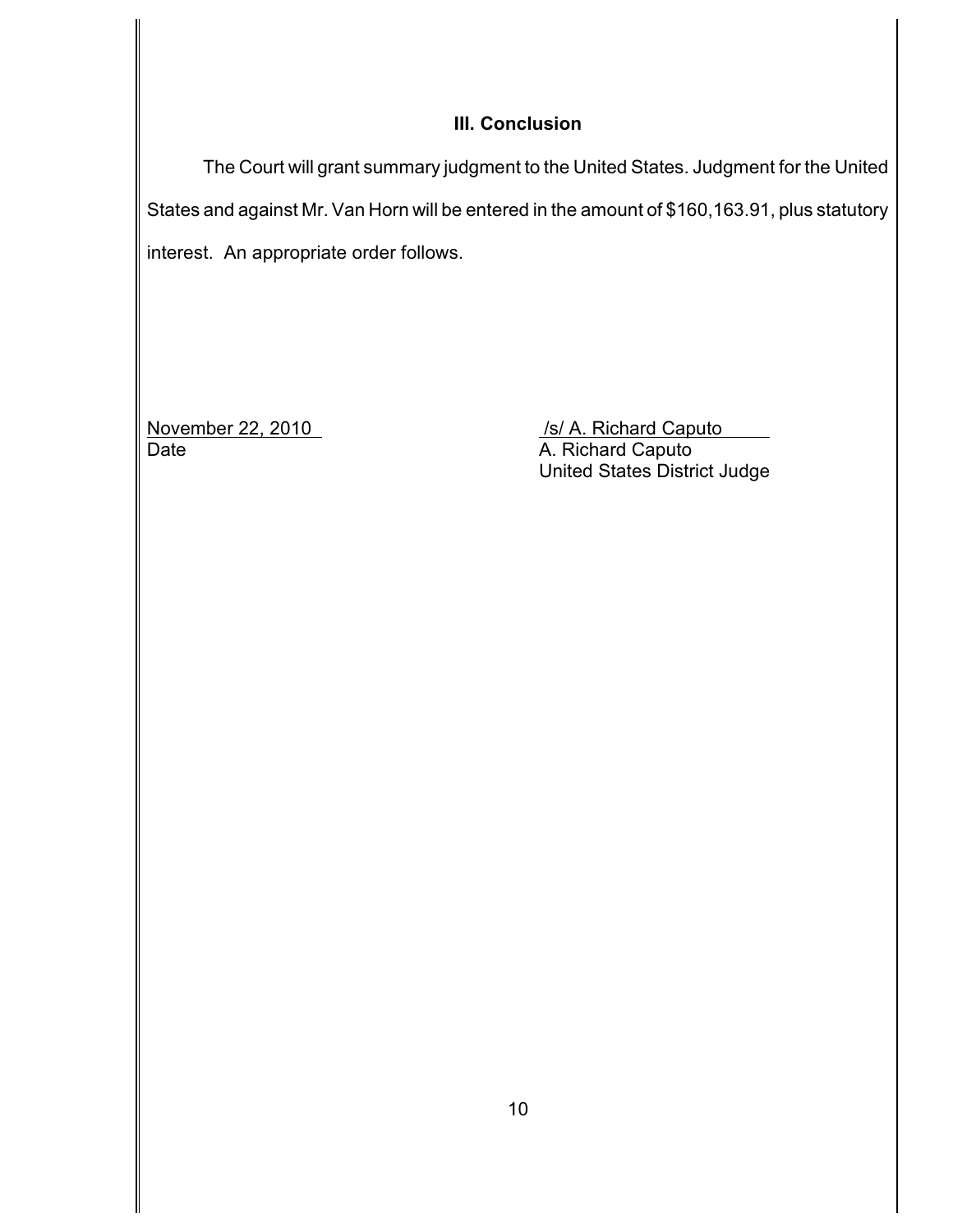### III. Conclusion

The Court will grant summary judgment to the United States. Judgment for the United States and against Mr. Van Horn will be entered in the amount of $160,163.91, plus statutory interest. An appropriate order follows.

November 22, 2010
Date

/s/ A. Richard Caputo
A. Richard Caputo
United States District Judge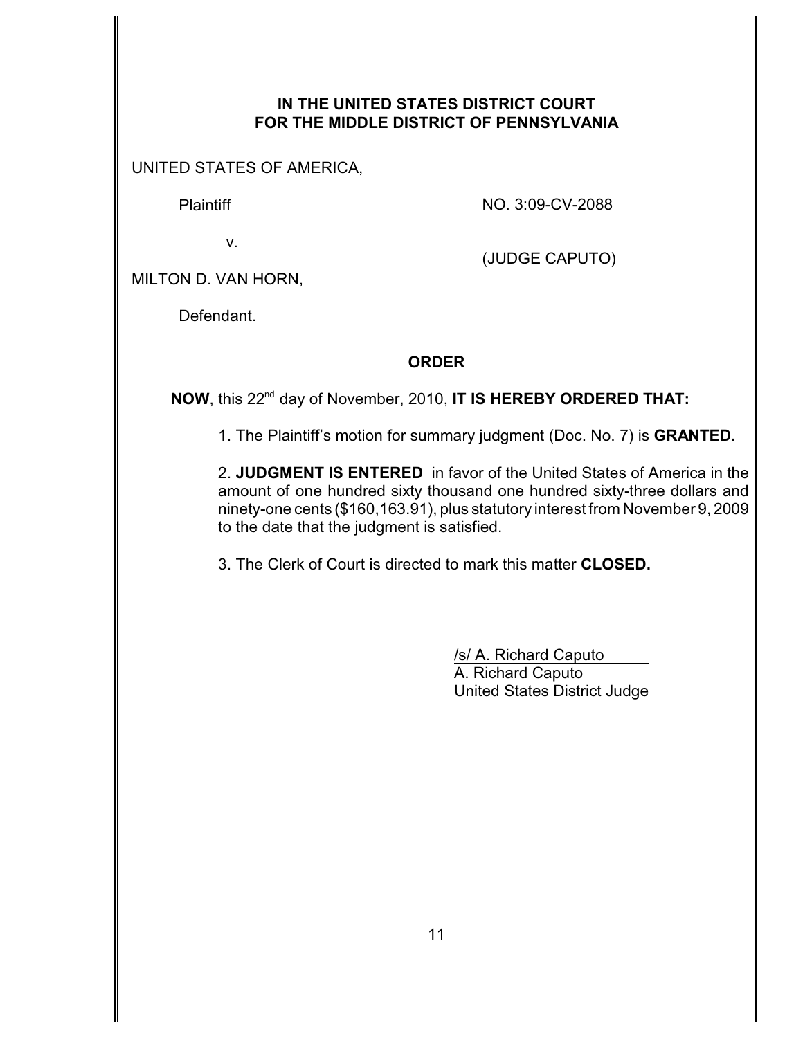**IN THE UNITED STATES DISTRICT COURT FOR THE MIDDLE DISTRICT OF PENNSYLVANIA**

| | |
|---|---|
| UNITED STATES OF AMERICA, | |
| Plaintiff | NO. 3:09-CV-2088 |
| v. | (JUDGE CAPUTO) |
| MILTON D. VAN HORN, | |
| Defendant. | |

**ORDER**

**NOW**, this 22nd day of November, 2010, **IT IS HEREBY ORDERED THAT:**

1. The Plaintiff's motion for summary judgment (Doc. No. 7) is **GRANTED.**

2. **JUDGMENT IS ENTERED** in favor of the United States of America in the amount of one hundred sixty thousand one hundred sixty-three dollars and ninety-one cents ($160,163.91), plus statutory interest from November 9, 2009 to the date that the judgment is satisfied.

3. The Clerk of Court is directed to mark this matter **CLOSED.**

/s/ A. Richard Caputo
A. Richard Caputo
United States District Judge